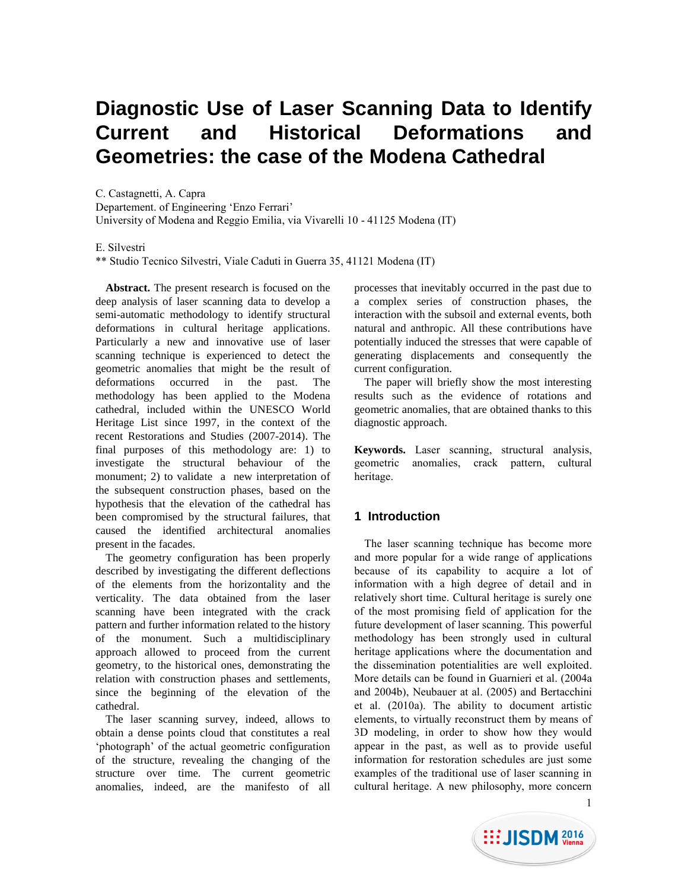# Diagnostic Use of Laser Scanning Data to Identify Current and Historical Deformations and Geometries: the case of the Modena Cathedral

C. Castagnetti, A. Capra
Departement. of Engineering 'Enzo Ferrari'
University of Modena and Reggio Emilia, via Vivarelli 10 - 41125 Modena (IT)

E. Silvestri
** Studio Tecnico Silvestri, Viale Caduti in Guerra 35, 41121 Modena (IT)

**Abstract.** The present research is focused on the deep analysis of laser scanning data to develop a semi-automatic methodology to identify structural deformations in cultural heritage applications. Particularly a new and innovative use of laser scanning technique is experienced to detect the geometric anomalies that might be the result of deformations occurred in the past. The methodology has been applied to the Modena cathedral, included within the UNESCO World Heritage List since 1997, in the context of the recent Restorations and Studies (2007-2014). The final purposes of this methodology are: 1) to investigate the structural behaviour of the monument; 2) to validate a new interpretation of the subsequent construction phases, based on the hypothesis that the elevation of the cathedral has been compromised by the structural failures, that caused the identified architectural anomalies present in the facades.

The geometry configuration has been properly described by investigating the different deflections of the elements from the horizontality and the verticality. The data obtained from the laser scanning have been integrated with the crack pattern and further information related to the history of the monument. Such a multidisciplinary approach allowed to proceed from the current geometry, to the historical ones, demonstrating the relation with construction phases and settlements, since the beginning of the elevation of the cathedral.

The laser scanning survey, indeed, allows to obtain a dense points cloud that constitutes a real 'photograph' of the actual geometric configuration of the structure, revealing the changing of the structure over time. The current geometric anomalies, indeed, are the manifesto of all processes that inevitably occurred in the past due to a complex series of construction phases, the interaction with the subsoil and external events, both natural and anthropic. All these contributions have potentially induced the stresses that were capable of generating displacements and consequently the current configuration.

The paper will briefly show the most interesting results such as the evidence of rotations and geometric anomalies, that are obtained thanks to this diagnostic approach.

**Keywords.** Laser scanning, structural analysis, geometric anomalies, crack pattern, cultural heritage.

## 1 Introduction

The laser scanning technique has become more and more popular for a wide range of applications because of its capability to acquire a lot of information with a high degree of detail and in relatively short time. Cultural heritage is surely one of the most promising field of application for the future development of laser scanning. This powerful methodology has been strongly used in cultural heritage applications where the documentation and the dissemination potentialities are well exploited. More details can be found in Guarnieri et al. (2004a and 2004b), Neubauer at al. (2005) and Bertacchini et al. (2010a). The ability to document artistic elements, to virtually reconstruct them by means of 3D modeling, in order to show how they would appear in the past, as well as to provide useful information for restoration schedules are just some examples of the traditional use of laser scanning in cultural heritage. A new philosophy, more concern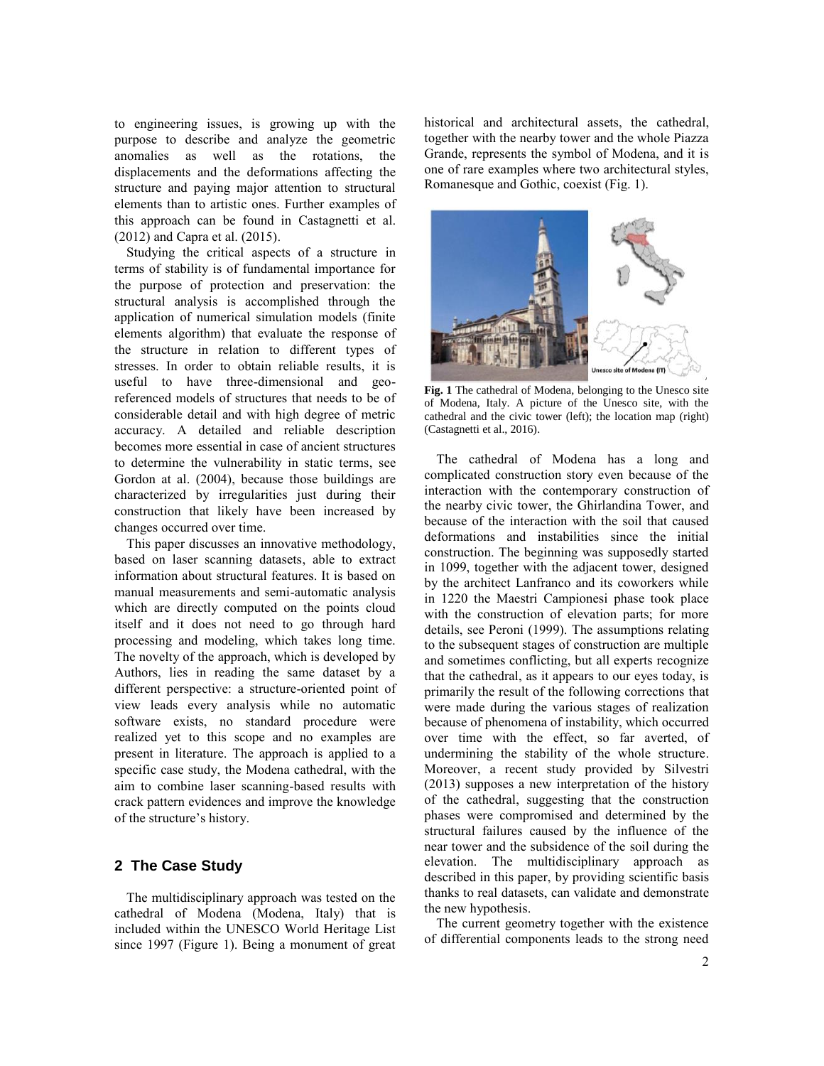to engineering issues, is growing up with the purpose to describe and analyze the geometric anomalies as well as the rotations, the displacements and the deformations affecting the structure and paying major attention to structural elements than to artistic ones. Further examples of this approach can be found in Castagnetti et al. (2012) and Capra et al. (2015).

Studying the critical aspects of a structure in terms of stability is of fundamental importance for the purpose of protection and preservation: the structural analysis is accomplished through the application of numerical simulation models (finite elements algorithm) that evaluate the response of the structure in relation to different types of stresses. In order to obtain reliable results, it is useful to have three-dimensional and geo-referenced models of structures that needs to be of considerable detail and with high degree of metric accuracy. A detailed and reliable description becomes more essential in case of ancient structures to determine the vulnerability in static terms, see Gordon at al. (2004), because those buildings are characterized by irregularities just during their construction that likely have been increased by changes occurred over time.

This paper discusses an innovative methodology, based on laser scanning datasets, able to extract information about structural features. It is based on manual measurements and semi-automatic analysis which are directly computed on the points cloud itself and it does not need to go through hard processing and modeling, which takes long time. The novelty of the approach, which is developed by Authors, lies in reading the same dataset by a different perspective: a structure-oriented point of view leads every analysis while no automatic software exists, no standard procedure were realized yet to this scope and no examples are present in literature. The approach is applied to a specific case study, the Modena cathedral, with the aim to combine laser scanning-based results with crack pattern evidences and improve the knowledge of the structure's history.

## 2 The Case Study

The multidisciplinary approach was tested on the cathedral of Modena (Modena, Italy) that is included within the UNESCO World Heritage List since 1997 (Figure 1). Being a monument of great historical and architectural assets, the cathedral, together with the nearby tower and the whole Piazza Grande, represents the symbol of Modena, and it is one of rare examples where two architectural styles, Romanesque and Gothic, coexist (Fig. 1).

**Fig. 1** The cathedral of Modena, belonging to the Unesco site of Modena, Italy. A picture of the Unesco site, with the cathedral and the civic tower (left); the location map (right) (Castagnetti et al., 2016).

The cathedral of Modena has a long and complicated construction story even because of the interaction with the contemporary construction of the nearby civic tower, the Ghirlandina Tower, and because of the interaction with the soil that caused deformations and instabilities since the initial construction. The beginning was supposedly started in 1099, together with the adjacent tower, designed by the architect Lanfranco and its coworkers while in 1220 the Maestri Campionesi phase took place with the construction of elevation parts; for more details, see Peroni (1999). The assumptions relating to the subsequent stages of construction are multiple and sometimes conflicting, but all experts recognize that the cathedral, as it appears to our eyes today, is primarily the result of the following corrections that were made during the various stages of realization because of phenomena of instability, which occurred over time with the effect, so far averted, of undermining the stability of the whole structure. Moreover, a recent study provided by Silvestri (2013) supposes a new interpretation of the history of the cathedral, suggesting that the construction phases were compromised and determined by the structural failures caused by the influence of the near tower and the subsidence of the soil during the elevation. The multidisciplinary approach as described in this paper, by providing scientific basis thanks to real datasets, can validate and demonstrate the new hypothesis.

The current geometry together with the existence of differential components leads to the strong need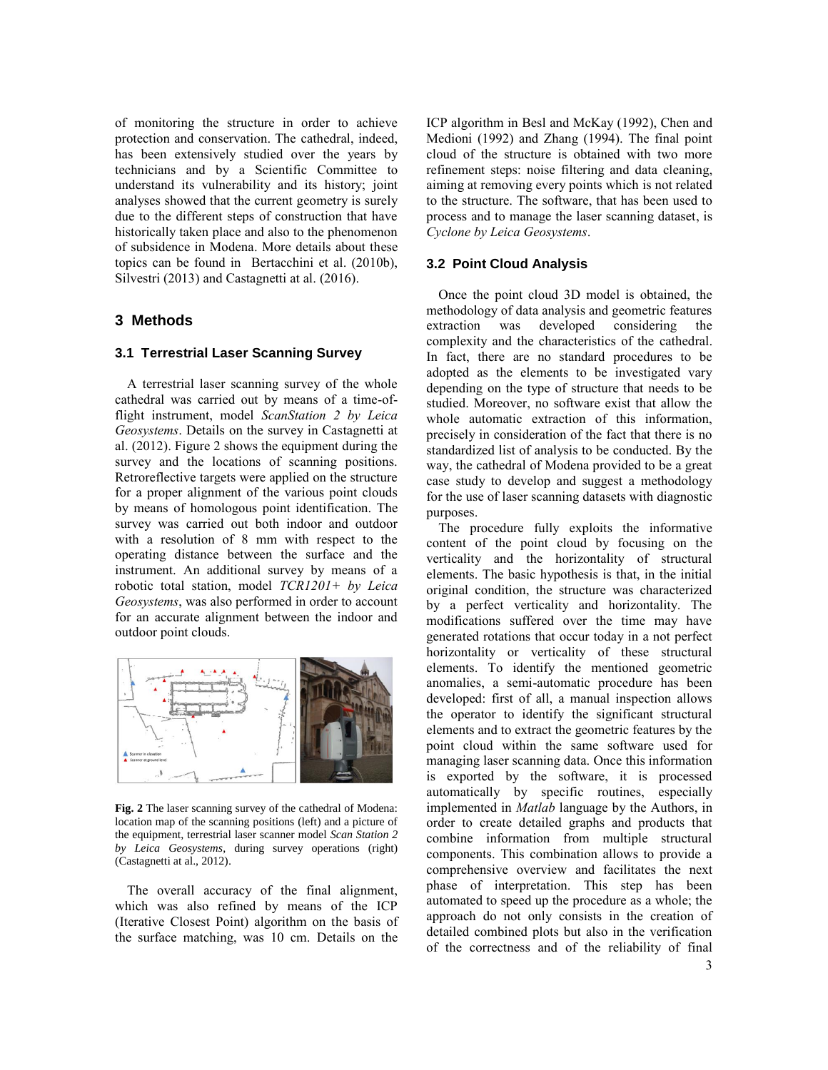of monitoring the structure in order to achieve protection and conservation. The cathedral, indeed, has been extensively studied over the years by technicians and by a Scientific Committee to understand its vulnerability and its history; joint analyses showed that the current geometry is surely due to the different steps of construction that have historically taken place and also to the phenomenon of subsidence in Modena. More details about these topics can be found in Bertacchini et al. (2010b), Silvestri (2013) and Castagnetti at al. (2016).

## 3 Methods

### 3.1 Terrestrial Laser Scanning Survey

A terrestrial laser scanning survey of the whole cathedral was carried out by means of a time-of-flight instrument, model *ScanStation 2 by Leica Geosystems*. Details on the survey in Castagnetti at al. (2012). Figure 2 shows the equipment during the survey and the locations of scanning positions. Retroreflective targets were applied on the structure for a proper alignment of the various point clouds by means of homologous point identification. The survey was carried out both indoor and outdoor with a resolution of 8 mm with respect to the operating distance between the surface and the instrument. An additional survey by means of a robotic total station, model *TCR1201+ by Leica Geosystems*, was also performed in order to account for an accurate alignment between the indoor and outdoor point clouds.

**Fig. 2** The laser scanning survey of the cathedral of Modena: location map of the scanning positions (left) and a picture of the equipment, terrestrial laser scanner model *Scan Station 2 by Leica Geosystems*, during survey operations (right) (Castagnetti at al., 2012).

The overall accuracy of the final alignment, which was also refined by means of the ICP (Iterative Closest Point) algorithm on the basis of the surface matching, was 10 cm. Details on the ICP algorithm in Besl and McKay (1992), Chen and Medioni (1992) and Zhang (1994). The final point cloud of the structure is obtained with two more refinement steps: noise filtering and data cleaning, aiming at removing every points which is not related to the structure. The software, that has been used to process and to manage the laser scanning dataset, is *Cyclone by Leica Geosystems*.

### 3.2 Point Cloud Analysis

Once the point cloud 3D model is obtained, the methodology of data analysis and geometric features extraction was developed considering the complexity and the characteristics of the cathedral. In fact, there are no standard procedures to be adopted as the elements to be investigated vary depending on the type of structure that needs to be studied. Moreover, no software exist that allow the whole automatic extraction of this information, precisely in consideration of the fact that there is no standardized list of analysis to be conducted. By the way, the cathedral of Modena provided to be a great case study to develop and suggest a methodology for the use of laser scanning datasets with diagnostic purposes.

The procedure fully exploits the informative content of the point cloud by focusing on the verticality and the horizontality of structural elements. The basic hypothesis is that, in the initial original condition, the structure was characterized by a perfect verticality and horizontality. The modifications suffered over the time may have generated rotations that occur today in a not perfect horizontality or verticality of these structural elements. To identify the mentioned geometric anomalies, a semi-automatic procedure has been developed: first of all, a manual inspection allows the operator to identify the significant structural elements and to extract the geometric features by the point cloud within the same software used for managing laser scanning data. Once this information is exported by the software, it is processed automatically by specific routines, especially implemented in *Matlab* language by the Authors, in order to create detailed graphs and products that combine information from multiple structural components. This combination allows to provide a comprehensive overview and facilitates the next phase of interpretation. This step has been automated to speed up the procedure as a whole; the approach do not only consists in the creation of detailed combined plots but also in the verification of the correctness and of the reliability of final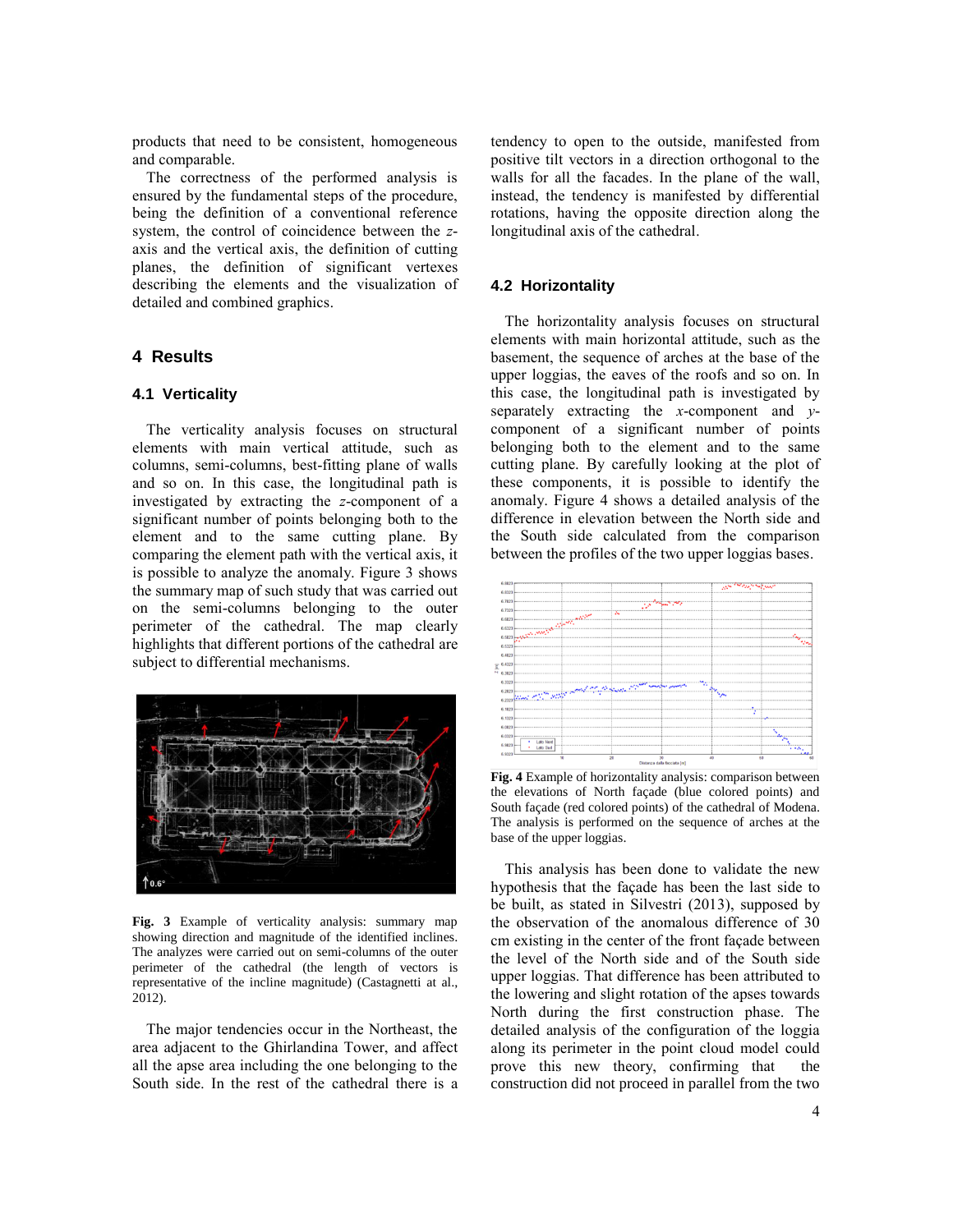products that need to be consistent, homogeneous and comparable.

The correctness of the performed analysis is ensured by the fundamental steps of the procedure, being the definition of a conventional reference system, the control of coincidence between the $z$-axis and the vertical axis, the definition of cutting planes, the definition of significant vertexes describing the elements and the visualization of detailed and combined graphics.

## 4 Results

### 4.1 Verticality

The verticality analysis focuses on structural elements with main vertical attitude, such as columns, semi-columns, best-fitting plane of walls and so on. In this case, the longitudinal path is investigated by extracting the $z$-component of a significant number of points belonging both to the element and to the same cutting plane. By comparing the element path with the vertical axis, it is possible to analyze the anomaly. Figure 3 shows the summary map of such study that was carried out on the semi-columns belonging to the outer perimeter of the cathedral. The map clearly highlights that different portions of the cathedral are subject to differential mechanisms.

**Fig. 3** Example of verticality analysis: summary map showing direction and magnitude of the identified inclines. The analyzes were carried out on semi-columns of the outer perimeter of the cathedral (the length of vectors is representative of the incline magnitude) (Castagnetti at al., 2012).

The major tendencies occur in the Northeast, the area adjacent to the Ghirlandina Tower, and affect all the apse area including the one belonging to the South side. In the rest of the cathedral there is a tendency to open to the outside, manifested from positive tilt vectors in a direction orthogonal to the walls for all the facades. In the plane of the wall, instead, the tendency is manifested by differential rotations, having the opposite direction along the longitudinal axis of the cathedral.

### 4.2 Horizontality

The horizontality analysis focuses on structural elements with main horizontal attitude, such as the basement, the sequence of arches at the base of the upper loggias, the eaves of the roofs and so on. In this case, the longitudinal path is investigated by separately extracting the $x$-component and $y$-component of a significant number of points belonging both to the element and to the same cutting plane. By carefully looking at the plot of these components, it is possible to identify the anomaly. Figure 4 shows a detailed analysis of the difference in elevation between the North side and the South side calculated from the comparison between the profiles of the two upper loggias bases.

**Fig. 4** Example of horizontality analysis: comparison between the elevations of North façade (blue colored points) and South façade (red colored points) of the cathedral of Modena. The analysis is performed on the sequence of arches at the base of the upper loggias.

This analysis has been done to validate the new hypothesis that the façade has been the last side to be built, as stated in Silvestri (2013), supposed by the observation of the anomalous difference of 30 cm existing in the center of the front façade between the level of the North side and of the South side upper loggias. That difference has been attributed to the lowering and slight rotation of the apses towards North during the first construction phase. The detailed analysis of the configuration of the loggia along its perimeter in the point cloud model could prove this new theory, confirming that the construction did not proceed in parallel from the two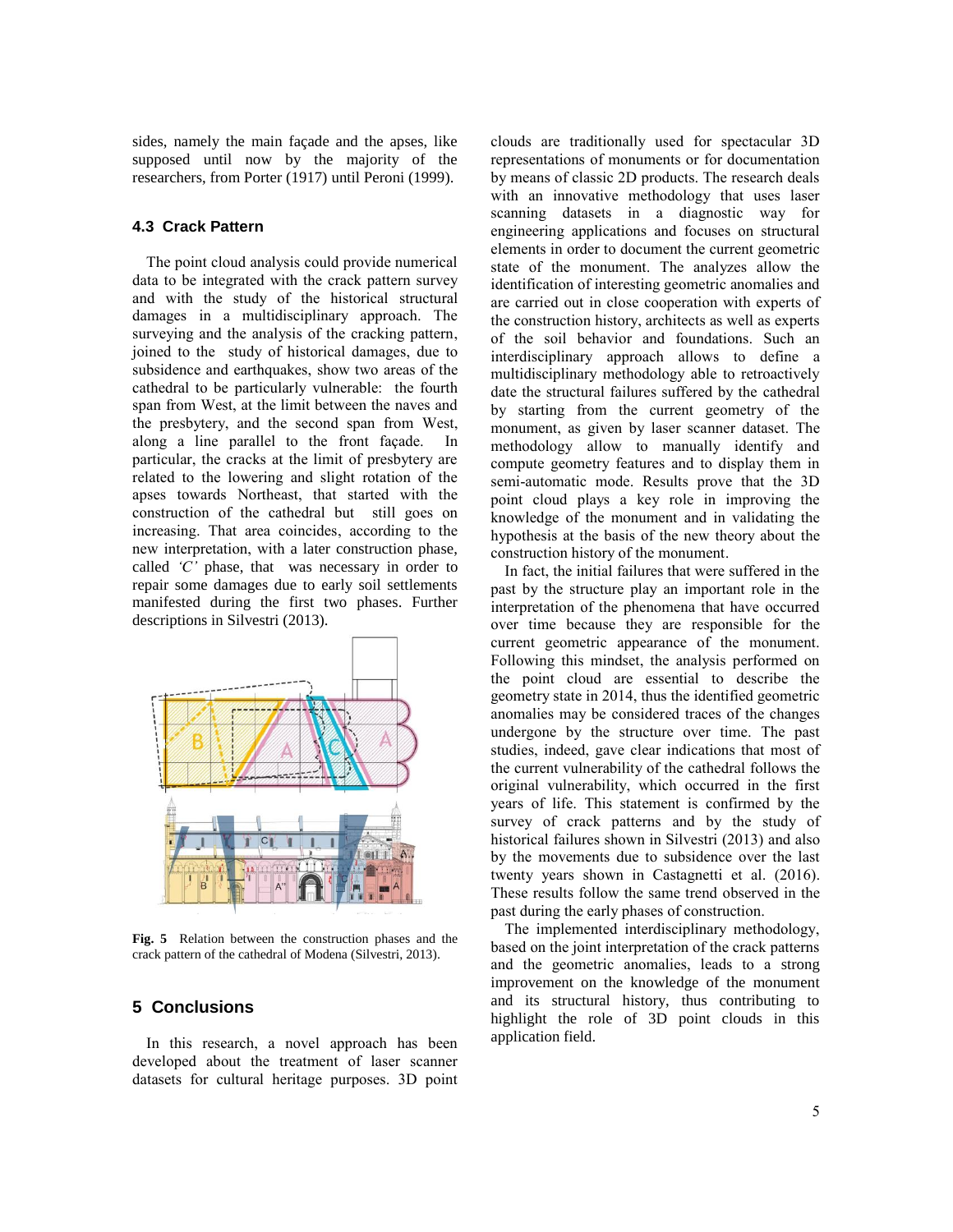sides, namely the main façade and the apses, like supposed until now by the majority of the researchers, from Porter (1917) until Peroni (1999).

### 4.3 Crack Pattern

The point cloud analysis could provide numerical data to be integrated with the crack pattern survey and with the study of the historical structural damages in a multidisciplinary approach. The surveying and the analysis of the cracking pattern, joined to the study of historical damages, due to subsidence and earthquakes, show two areas of the cathedral to be particularly vulnerable: the fourth span from West, at the limit between the naves and the presbytery, and the second span from West, along a line parallel to the front façade. In particular, the cracks at the limit of presbytery are related to the lowering and slight rotation of the apses towards Northeast, that started with the construction of the cathedral but still goes on increasing. That area coincides, according to the new interpretation, with a later construction phase, called *'C'* phase, that was necessary in order to repair some damages due to early soil settlements manifested during the first two phases. Further descriptions in Silvestri (2013).

**Fig. 5** Relation between the construction phases and the crack pattern of the cathedral of Modena (Silvestri, 2013).

## 5 Conclusions

In this research, a novel approach has been developed about the treatment of laser scanner datasets for cultural heritage purposes. 3D point clouds are traditionally used for spectacular 3D representations of monuments or for documentation by means of classic 2D products. The research deals with an innovative methodology that uses laser scanning datasets in a diagnostic way for engineering applications and focuses on structural elements in order to document the current geometric state of the monument. The analyzes allow the identification of interesting geometric anomalies and are carried out in close cooperation with experts of the construction history, architects as well as experts of the soil behavior and foundations. Such an interdisciplinary approach allows to define a multidisciplinary methodology able to retroactively date the structural failures suffered by the cathedral by starting from the current geometry of the monument, as given by laser scanner dataset. The methodology allow to manually identify and compute geometry features and to display them in semi-automatic mode. Results prove that the 3D point cloud plays a key role in improving the knowledge of the monument and in validating the hypothesis at the basis of the new theory about the construction history of the monument.

In fact, the initial failures that were suffered in the past by the structure play an important role in the interpretation of the phenomena that have occurred over time because they are responsible for the current geometric appearance of the monument. Following this mindset, the analysis performed on the point cloud are essential to describe the geometry state in 2014, thus the identified geometric anomalies may be considered traces of the changes undergone by the structure over time. The past studies, indeed, gave clear indications that most of the current vulnerability of the cathedral follows the original vulnerability, which occurred in the first years of life. This statement is confirmed by the survey of crack patterns and by the study of historical failures shown in Silvestri (2013) and also by the movements due to subsidence over the last twenty years shown in Castagnetti et al. (2016). These results follow the same trend observed in the past during the early phases of construction.

The implemented interdisciplinary methodology, based on the joint interpretation of the crack patterns and the geometric anomalies, leads to a strong improvement on the knowledge of the monument and its structural history, thus contributing to highlight the role of 3D point clouds in this application field.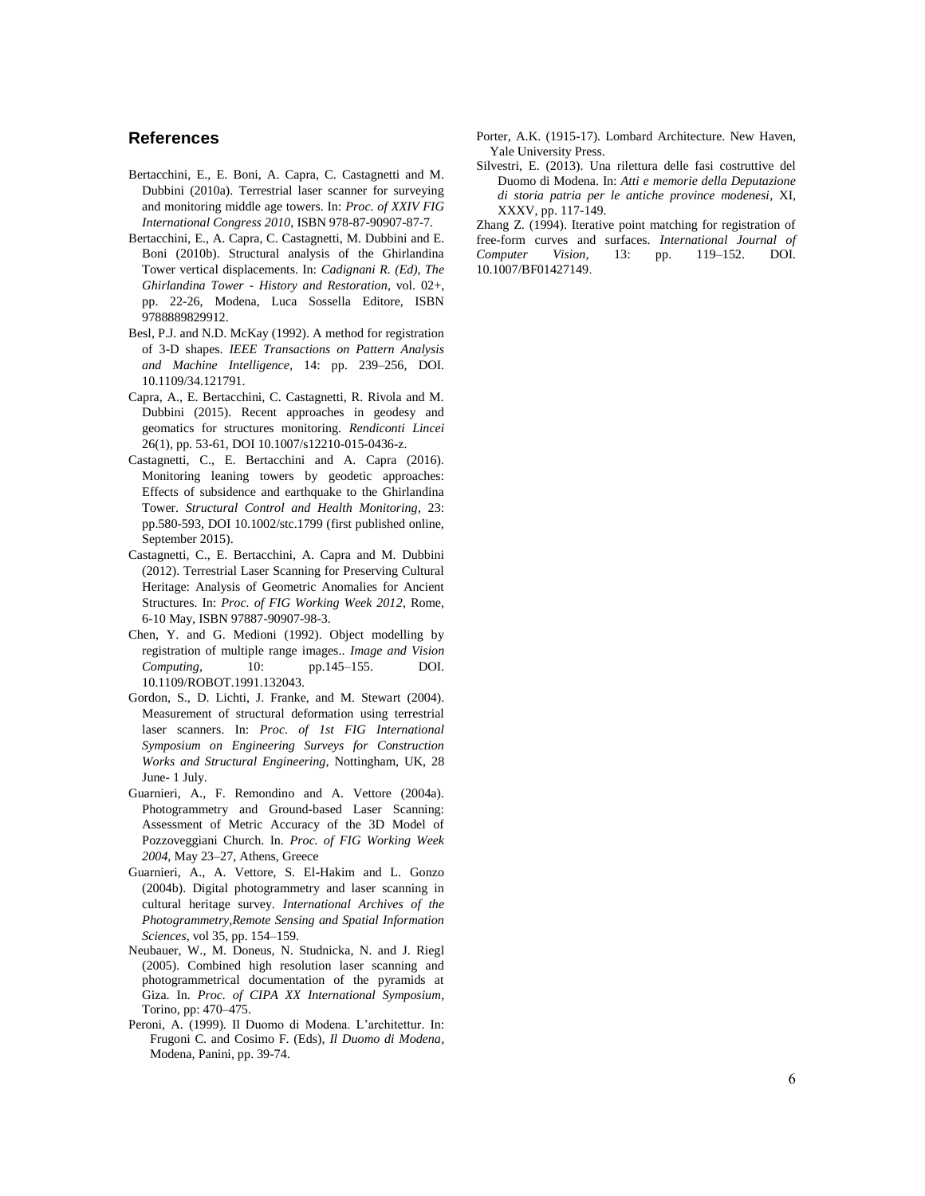## References

Bertacchini, E., E. Boni, A. Capra, C. Castagnetti and M. Dubbini (2010a). Terrestrial laser scanner for surveying and monitoring middle age towers. In: *Proc. of XXIV FIG International Congress 2010*, ISBN 978-87-90907-87-7.

Bertacchini, E., A. Capra, C. Castagnetti, M. Dubbini and E. Boni (2010b). Structural analysis of the Ghirlandina Tower vertical displacements. In: *Cadignani R. (Ed), The Ghirlandina Tower - History and Restoration*, vol. 02+, pp. 22-26, Modena, Luca Sossella Editore, ISBN 9788889829912.

Besl, P.J. and N.D. McKay (1992). A method for registration of 3-D shapes. *IEEE Transactions on Pattern Analysis and Machine Intelligence*, 14: pp. 239–256, DOI. 10.1109/34.121791.

Capra, A., E. Bertacchini, C. Castagnetti, R. Rivola and M. Dubbini (2015). Recent approaches in geodesy and geomatics for structures monitoring. *Rendiconti Lincei* 26(1), pp. 53-61, DOI 10.1007/s12210-015-0436-z.

Castagnetti, C., E. Bertacchini and A. Capra (2016). Monitoring leaning towers by geodetic approaches: Effects of subsidence and earthquake to the Ghirlandina Tower. *Structural Control and Health Monitoring*, 23: pp.580-593, DOI 10.1002/stc.1799 (first published online, September 2015).

Castagnetti, C., E. Bertacchini, A. Capra and M. Dubbini (2012). Terrestrial Laser Scanning for Preserving Cultural Heritage: Analysis of Geometric Anomalies for Ancient Structures. In: *Proc. of FIG Working Week 2012*, Rome, 6-10 May, ISBN 97887-90907-98-3.

Chen, Y. and G. Medioni (1992). Object modelling by registration of multiple range images.. *Image and Vision Computing*, 10: pp.145–155. DOI. 10.1109/ROBOT.1991.132043.

Gordon, S., D. Lichti, J. Franke, and M. Stewart (2004). Measurement of structural deformation using terrestrial laser scanners. In: *Proc. of 1st FIG International Symposium on Engineering Surveys for Construction Works and Structural Engineering*, Nottingham, UK, 28 June- 1 July.

Guarnieri, A., F. Remondino and A. Vettore (2004a). Photogrammetry and Ground-based Laser Scanning: Assessment of Metric Accuracy of the 3D Model of Pozzoveggiani Church. In. *Proc. of FIG Working Week 2004*, May 23–27, Athens, Greece

Guarnieri, A., A. Vettore, S. El-Hakim and L. Gonzo (2004b). Digital photogrammetry and laser scanning in cultural heritage survey. *International Archives of the Photogrammetry,Remote Sensing and Spatial Information Sciences*, vol 35, pp. 154–159.

Neubauer, W., M. Doneus, N. Studnicka, N. and J. Riegl (2005). Combined high resolution laser scanning and photogrammetrical documentation of the pyramids at Giza. In. *Proc. of CIPA XX International Symposium*, Torino, pp: 470–475.

Peroni, A. (1999). Il Duomo di Modena. L'architettur. In: Frugoni C. and Cosimo F. (Eds), *Il Duomo di Modena*, Modena, Panini, pp. 39-74.

Porter, A.K. (1915-17). Lombard Architecture. New Haven, Yale University Press.

Silvestri, E. (2013). Una rilettura delle fasi costruttive del Duomo di Modena. In: *Atti e memorie della Deputazione di storia patria per le antiche province modenesi*, XI, XXXV, pp. 117-149.

Zhang Z. (1994). Iterative point matching for registration of free-form curves and surfaces. *International Journal of Computer Vision*, 13: pp. 119–152. DOI. 10.1007/BF01427149.